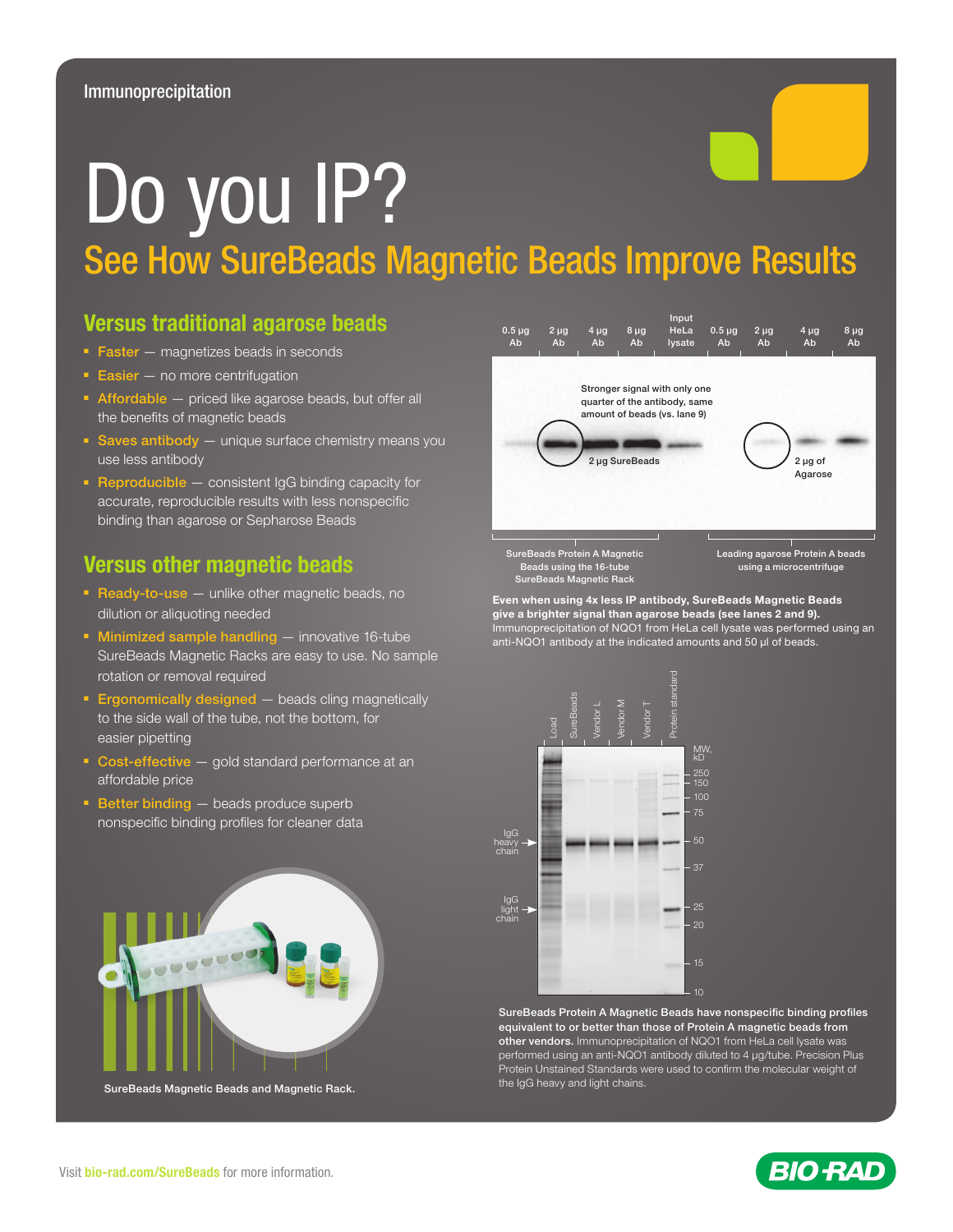Immunoprecipitation

# Do you IP?

## See How SureBeads Magnetic Beads Improve Results

### Versus traditional agarose beads

- **Faster** — magnetizes beads in seconds
- **Easier** — no more centrifugation
- **Affordable** — priced like agarose beads, but offer all the benefits of magnetic beads
- **Saves antibody** — unique surface chemistry means you use less antibody
- **Reproducible** — consistent IgG binding capacity for accurate, reproducible results with less nonspecific binding than agarose or Sepharose Beads

### Versus other magnetic beads

- **Ready-to-use** — unlike other magnetic beads, no dilution or aliquoting needed
- **Minimized sample handling** — innovative 16-tube SureBeads Magnetic Racks are easy to use. No sample rotation or removal required
- **Ergonomically designed** — beads cling magnetically to the side wall of the tube, not the bottom, for easier pipetting
- **Cost-effective** — gold standard performance at an affordable price
- **Better binding** — beads produce superb nonspecific binding profiles for cleaner data

SureBeads Magnetic Beads and Magnetic Rack.

0.5 µg Ab | 2 µg Ab | 4 µg Ab | 8 µg Ab | Input HeLa lysate | 0.5 µg Ab | 2 µg Ab | 4 µg Ab | 8 µg Ab

Stronger signal with only one quarter of the antibody, same amount of beads (vs. lane 9)

2 µg SureBeads

2 µg of Agarose

SureBeads Protein A Magnetic Beads using the 16-tube SureBeads Magnetic Rack

Leading agarose Protein A beads using a microcentrifuge

**Even when using 4x less IP antibody, SureBeads Magnetic Beads give a brighter signal than agarose beads (see lanes 2 and 9).** Immunoprecipitation of NQO1 from HeLa cell lysate was performed using an anti-NQO1 antibody at the indicated amounts and 50 µl of beads.

Load | SureBeads | Vendor L | Vendor M | Vendor T | Protein standard

MW, kD: 250, 150, 100, 75, 50, 37, 25, 20, 15, 10

IgG heavy chain

IgG light chain

**SureBeads Protein A Magnetic Beads have nonspecific binding profiles equivalent to or better than those of Protein A magnetic beads from other vendors.** Immunoprecipitation of NQO1 from HeLa cell lysate was performed using an anti-NQO1 antibody diluted to 4 µg/tube. Precision Plus Protein Unstained Standards were used to confirm the molecular weight of the IgG heavy and light chains.

Visit bio-rad.com/SureBeads for more information.

BIO-RAD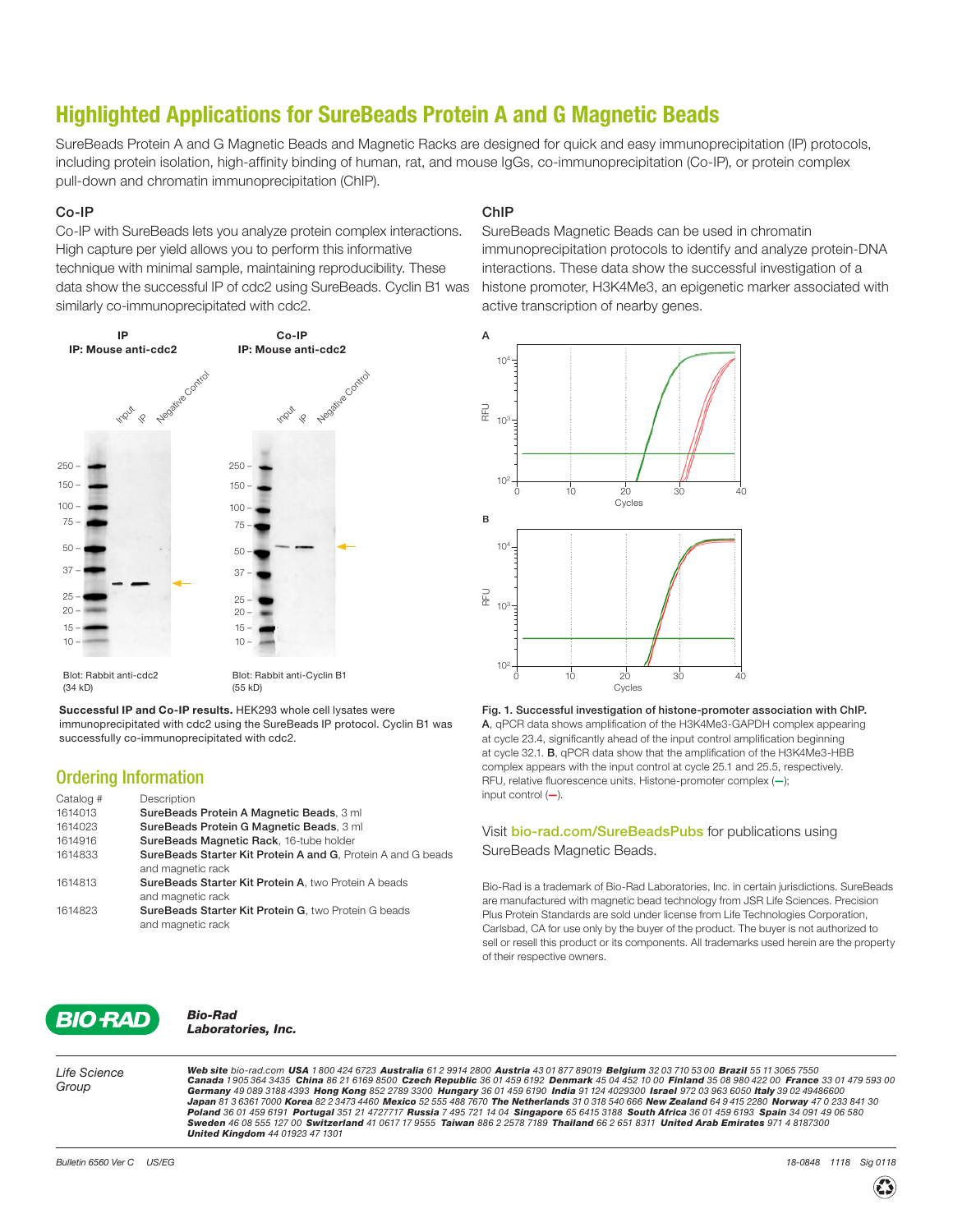# Highlighted Applications for SureBeads Protein A and G Magnetic Beads

SureBeads Protein A and G Magnetic Beads and Magnetic Racks are designed for quick and easy immunoprecipitation (IP) protocols, including protein isolation, high-affinity binding of human, rat, and mouse IgGs, co-immunoprecipitation (Co-IP), or protein complex pull-down and chromatin immunoprecipitation (ChIP).

### Co-IP

Co-IP with SureBeads lets you analyze protein complex interactions. High capture per yield allows you to perform this informative technique with minimal sample, maintaining reproducibility. These data show the successful IP of cdc2 using SureBeads. Cyclin B1 was similarly co-immunoprecipitated with cdc2.

IP
IP: Mouse anti-cdc2
Input
IP
Negative Control
250 –
150 –
100 –
75 –
50 –
37 –
25 –
20 –
15 –
10 –
Blot: Rabbit anti-cdc2
(34 kD)

Co-IP
IP: Mouse anti-cdc2
Input
IP
Negative Control
250 –
150 –
100 –
75 –
50 –
37 –
25 –
20 –
15 –
10 –
Blot: Rabbit anti-Cyclin B1
(55 kD)

**Successful IP and Co-IP results.** HEK293 whole cell lysates were immunoprecipitated with cdc2 using the SureBeads IP protocol. Cyclin B1 was successfully co-immunoprecipitated with cdc2.

### ChIP

SureBeads Magnetic Beads can be used in chromatin immunoprecipitation protocols to identify and analyze protein-DNA interactions. These data show the successful investigation of a histone promoter, H3K4Me3, an epigenetic marker associated with active transcription of nearby genes.

A
RFU
$10^4$
$10^3$
$10^2$
0 10 20 30 40
Cycles

B
RFU
$10^4$
$10^3$
$10^2$
0 10 20 30 40
Cycles

**Fig. 1. Successful investigation of histone-promoter association with ChIP.** **A**, qPCR data shows amplification of the H3K4Me3-GAPDH complex appearing at cycle 23.4, significantly ahead of the input control amplification beginning at cycle 32.1. **B**, qPCR data show that the amplification of the H3K4Me3-HBB complex appears with the input control at cycle 25.1 and 25.5, respectively. RFU, relative fluorescence units. Histone-promoter complex (—); input control (—).

## Ordering Information

| Catalog # | Description |
| --- | --- |
| 1614013 | **SureBeads Protein A Magnetic Beads**, 3 ml |
| 1614023 | **SureBeads Protein G Magnetic Beads**, 3 ml |
| 1614916 | **SureBeads Magnetic Rack**, 16-tube holder |
| 1614833 | **SureBeads Starter Kit Protein A and G**, Protein A and G beads and magnetic rack |
| 1614813 | **SureBeads Starter Kit Protein A**, two Protein A beads and magnetic rack |
| 1614823 | **SureBeads Starter Kit Protein G**, two Protein G beads and magnetic rack |

Visit bio-rad.com/SureBeadsPubs for publications using SureBeads Magnetic Beads.

Bio-Rad is a trademark of Bio-Rad Laboratories, Inc. in certain jurisdictions. SureBeads are manufactured with magnetic bead technology from JSR Life Sciences. Precision Plus Protein Standards are sold under license from Life Technologies Corporation, Carlsbad, CA for use only by the buyer of the product. The buyer is not authorized to sell or resell this product or its components. All trademarks used herein are the property of their respective owners.

**BIO-RAD** *Bio-Rad Laboratories, Inc.*

*Life Science Group*

***Web site*** *bio-rad.com* ***USA*** *1 800 424 6723* ***Australia*** *61 2 9914 2800* ***Austria*** *43 01 877 89019* ***Belgium*** *32 03 710 53 00* ***Brazil*** *55 11 3065 7550* ***Canada*** *1 905 364 3435* ***China*** *86 21 6169 8500* ***Czech Republic*** *36 01 459 6192* ***Denmark*** *45 04 452 10 00* ***Finland*** *35 08 980 422 00* ***France*** *33 01 479 593 00* ***Germany*** *49 089 3188 4393* ***Hong Kong*** *852 2789 3300* ***Hungary*** *36 01 459 6190* ***India*** *91 124 4029300* ***Israel*** *972 03 963 6050* ***Italy*** *39 02 49486600* ***Japan*** *81 3 6361 7000* ***Korea*** *82 2 3473 4460* ***Mexico*** *52 555 488 7670* ***The Netherlands*** *31 0 318 540 666* ***New Zealand*** *64 9 415 2280* ***Norway*** *47 0 233 841 30* ***Poland*** *36 01 459 6191* ***Portugal*** *351 21 4727717* ***Russia*** *7 495 721 14 04* ***Singapore*** *65 6415 3188* ***South Africa*** *36 01 459 6193* ***Spain*** *34 091 49 06 580* ***Sweden*** *46 08 555 127 00* ***Switzerland*** *41 0617 17 9555* ***Taiwan*** *886 2 2578 7189* ***Thailand*** *66 2 651 8311* ***United Arab Emirates*** *971 4 8187300* ***United Kingdom*** *44 01923 47 1301*

*Bulletin 6560 Ver C US/EG* *18-0848 1118 Sig 0118*